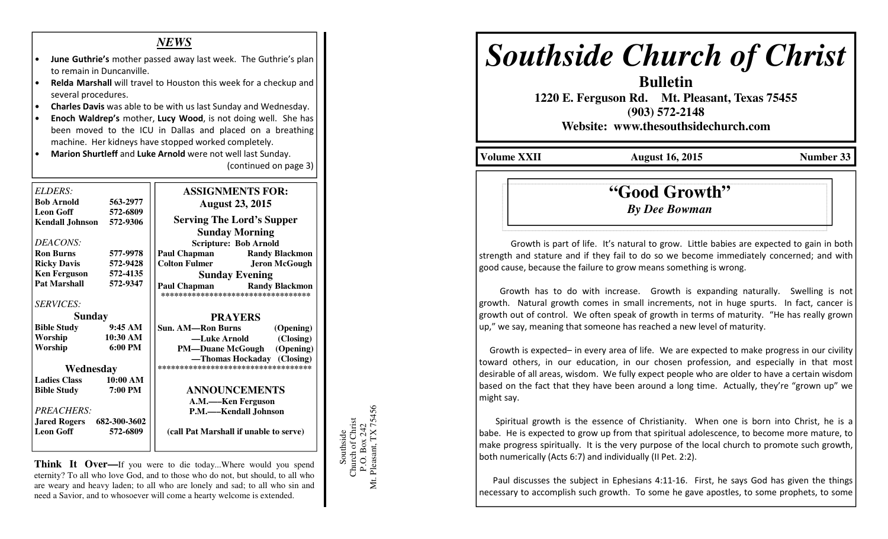## *NEWS*

- **June Guthrie's** mother passed away last week. The Guthrie's plan to remain in Duncanville.
- **Relda Marshall** will travel to Houston this week for a checkup and several procedures.
- **Charles Davis** was able to be with us last Sunday and Wednesday.
- **Enoch Waldrep's** mother, **Lucy Wood**, is not doing well. She has been moved to the ICU in Dallas and placed on a breathing machine. Her kidneys have stopped worked completely.
- **Marion Shurtleff** and **Luke Arnold** were not well last Sunday.

(continued on page 3)

*ELDERS:*

| | |
|---|---|
| **Bob Arnold** | **563-2977** |
| **Leon Goff** | **572-6809** |
| **Kendall Johnson** | **572-9306** |

*DEACONS:*

| | |
|---|---|
| **Ron Burns** | **577-9978** |
| **Ricky Davis** | **572-9428** |
| **Ken Ferguson** | **572-4135** |
| **Pat Marshall** | **572-9347** |

*SERVICES:*

**Sunday**

| | |
|---|---|
| **Bible Study** | **9:45 AM** |
| **Worship** | **10:30 AM** |
| **Worship** | **6:00 PM** |

**Wednesday**

| | |
|---|---|
| **Ladies Class** | **10:00 AM** |
| **Bible Study** | **7:00 PM** |

*PREACHERS:*

| | |
|---|---|
| **Jared Rogers** | **682-300-3602** |
| **Leon Goff** | **572-6809** |

**ASSIGNMENTS FOR:**
**August 23, 2015**

**Serving The Lord's Supper**

**Sunday Morning**

**Scripture: Bob Arnold**

| | |
|---|---|
| **Paul Chapman** | **Randy Blackmon** |
| **Colton Fulmer** | **Jeron McGough** |

**Sunday Evening**

| | |
|---|---|
| **Paul Chapman** | **Randy Blackmon** |

\*\*\*\*\*\*\*\*\*\*\*\*\*\*\*\*\*\*\*\*\*\*\*\*\*\*\*\*\*\*\*\*\*\*

**PRAYERS**

**Sun. AM—Ron Burns (Opening)**
**—Luke Arnold (Closing)**
**PM—Duane McGough (Opening)**
**—Thomas Hockaday (Closing)**

\*\*\*\*\*\*\*\*\*\*\*\*\*\*\*\*\*\*\*\*\*\*\*\*\*\*\*\*\*\*\*\*\*\*

**ANNOUNCEMENTS**

**A.M.—–Ken Ferguson**
**P.M.—–Kendall Johnson**

**(call Pat Marshall if unable to serve)**

**Think It Over—**If you were to die today...Where would you spend eternity? To all who love God, and to those who do not, but should, to all who are weary and heavy laden; to all who are lonely and sad; to all who sin and need a Savior, and to whosoever will come a hearty welcome is extended.

Southside
Church of Christ
P.O. Box 242
Mt. Pleasant, TX 75456

# *Southside Church of Christ*

**Bulletin**
**1220 E. Ferguson Rd. Mt. Pleasant, Texas 75455**
**(903) 572-2148**
**Website: www.thesouthsidechurch.com**

**Volume XXII** **August 16, 2015** **Number 33**

## "Good Growth"

***By Dee Bowman***

Growth is part of life. It's natural to grow. Little babies are expected to gain in both strength and stature and if they fail to do so we become immediately concerned; and with good cause, because the failure to grow means something is wrong.

Growth has to do with increase. Growth is expanding naturally. Swelling is not growth. Natural growth comes in small increments, not in huge spurts. In fact, cancer is growth out of control. We often speak of growth in terms of maturity. "He has really grown up," we say, meaning that someone has reached a new level of maturity.

Growth is expected– in every area of life. We are expected to make progress in our civility toward others, in our education, in our chosen profession, and especially in that most desirable of all areas, wisdom. We fully expect people who are older to have a certain wisdom based on the fact that they have been around a long time. Actually, they're "grown up" we might say.

Spiritual growth is the essence of Christianity. When one is born into Christ, he is a babe. He is expected to grow up from that spiritual adolescence, to become more mature, to make progress spiritually. It is the very purpose of the local church to promote such growth, both numerically (Acts 6:7) and individually (II Pet. 2:2).

Paul discusses the subject in Ephesians 4:11-16. First, he says God has given the things necessary to accomplish such growth. To some he gave apostles, to some prophets, to some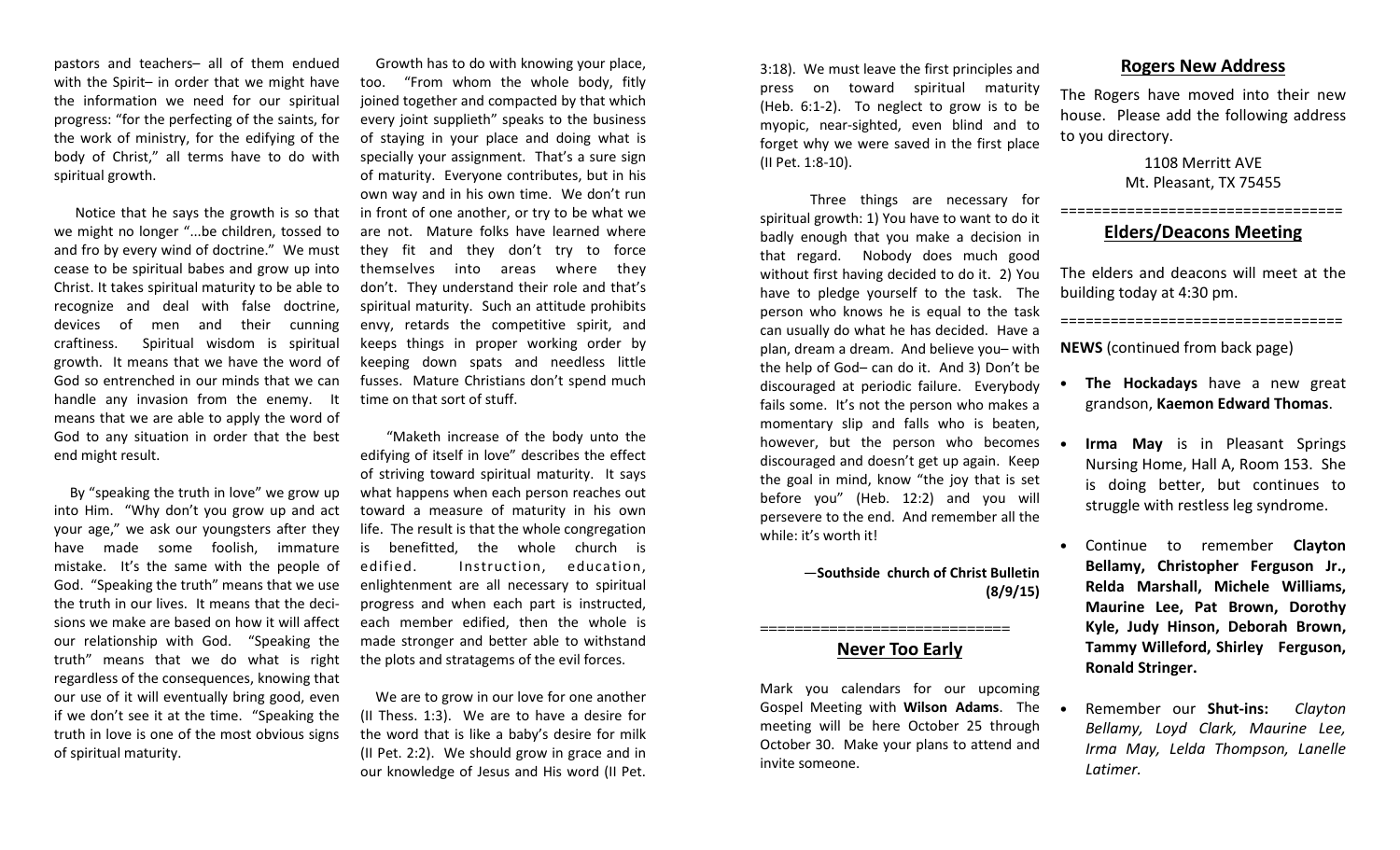pastors and teachers– all of them endued with the Spirit– in order that we might have the information we need for our spiritual progress: "for the perfecting of the saints, for the work of ministry, for the edifying of the body of Christ," all terms have to do with spiritual growth.

Notice that he says the growth is so that we might no longer "...be children, tossed to and fro by every wind of doctrine." We must cease to be spiritual babes and grow up into Christ. It takes spiritual maturity to be able to recognize and deal with false doctrine, devices of men and their cunning craftiness. Spiritual wisdom is spiritual growth. It means that we have the word of God so entrenched in our minds that we can handle any invasion from the enemy. It means that we are able to apply the word of God to any situation in order that the best end might result.

By "speaking the truth in love" we grow up into Him. "Why don't you grow up and act your age," we ask our youngsters after they have made some foolish, immature mistake. It's the same with the people of God. "Speaking the truth" means that we use the truth in our lives. It means that the decisions we make are based on how it will affect our relationship with God. "Speaking the truth" means that we do what is right regardless of the consequences, knowing that our use of it will eventually bring good, even if we don't see it at the time. "Speaking the truth in love is one of the most obvious signs of spiritual maturity.

Growth has to do with knowing your place, too. "From whom the whole body, fitly joined together and compacted by that which every joint supplieth" speaks to the business of staying in your place and doing what is specially your assignment. That's a sure sign of maturity. Everyone contributes, but in his own way and in his own time. We don't run in front of one another, or try to be what we are not. Mature folks have learned where they fit and they don't try to force themselves into areas where they don't. They understand their role and that's spiritual maturity. Such an attitude prohibits envy, retards the competitive spirit, and keeps things in proper working order by keeping down spats and needless little fusses. Mature Christians don't spend much time on that sort of stuff.

"Maketh increase of the body unto the edifying of itself in love" describes the effect of striving toward spiritual maturity. It says what happens when each person reaches out toward a measure of maturity in his own life. The result is that the whole congregation is benefitted, the whole church is edified. Instruction, education, enlightenment are all necessary to spiritual progress and when each part is instructed, each member edified, then the whole is made stronger and better able to withstand the plots and stratagems of the evil forces.

We are to grow in our love for one another (II Thess. 1:3). We are to have a desire for the word that is like a baby's desire for milk (II Pet. 2:2). We should grow in grace and in our knowledge of Jesus and His word (II Pet. 3:18). We must leave the first principles and press on toward spiritual maturity (Heb. 6:1-2). To neglect to grow is to be myopic, near-sighted, even blind and to forget why we were saved in the first place (II Pet. 1:8-10).

Three things are necessary for spiritual growth: 1) You have to want to do it badly enough that you make a decision in that regard. Nobody does much good without first having decided to do it. 2) You have to pledge yourself to the task. The person who knows he is equal to the task can usually do what he has decided. Have a plan, dream a dream. And believe you– with the help of God– can do it. And 3) Don't be discouraged at periodic failure. Everybody fails some. It's not the person who makes a momentary slip and falls who is beaten, however, but the person who becomes discouraged and doesn't get up again. Keep the goal in mind, know "the joy that is set before you" (Heb. 12:2) and you will persevere to the end. And remember all the while: it's worth it!

—**Southside church of Christ Bulletin (8/9/15)**

============================

## Never Too Early

Mark you calendars for our upcoming Gospel Meeting with **Wilson Adams**. The meeting will be here October 25 through October 30. Make your plans to attend and invite someone.

## Rogers New Address

The Rogers have moved into their new house. Please add the following address to you directory.

1108 Merritt AVE
Mt. Pleasant, TX 75455

==================================

## Elders/Deacons Meeting

The elders and deacons will meet at the building today at 4:30 pm.

==================================

**NEWS** (continued from back page)

- **The Hockadays** have a new great grandson, **Kaemon Edward Thomas**.
- **Irma May** is in Pleasant Springs Nursing Home, Hall A, Room 153. She is doing better, but continues to struggle with restless leg syndrome.
- Continue to remember **Clayton Bellamy, Christopher Ferguson Jr., Relda Marshall, Michele Williams, Maurine Lee, Pat Brown, Dorothy Kyle, Judy Hinson, Deborah Brown, Tammy Willeford, Shirley Ferguson, Ronald Stringer.**
- Remember our **Shut-ins:** *Clayton Bellamy, Loyd Clark, Maurine Lee, Irma May, Lelda Thompson, Lanelle Latimer.*